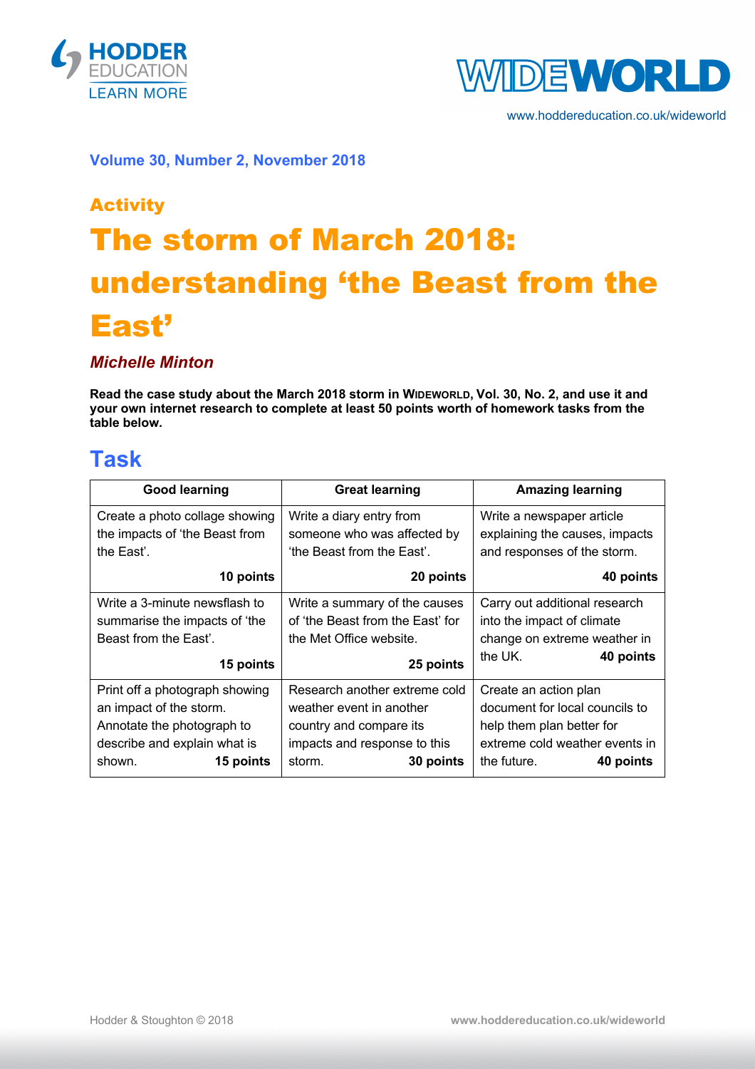**Volume 30, Number 2, November 2018**

## Activity

# The storm of March 2018: understanding 'the Beast from the East'

***Michelle Minton***

**Read the case study about the March 2018 storm in WIDEWORLD, Vol. 30, No. 2, and use it and your own internet research to complete at least 50 points worth of homework tasks from the table below.**

## Task

| Good learning | Great learning | Amazing learning |
|---|---|---|
| Create a photo collage showing the impacts of 'the Beast from the East'. **10 points** | Write a diary entry from someone who was affected by 'the Beast from the East'. **20 points** | Write a newspaper article explaining the causes, impacts and responses of the storm. **40 points** |
| Write a 3-minute newsflash to summarise the impacts of 'the Beast from the East'. **15 points** | Write a summary of the causes of 'the Beast from the East' for the Met Office website. **25 points** | Carry out additional research into the impact of climate change on extreme weather in the UK. **40 points** |
| Print off a photograph showing an impact of the storm. Annotate the photograph to describe and explain what is shown. **15 points** | Research another extreme cold weather event in another country and compare its impacts and response to this storm. **30 points** | Create an action plan document for local councils to help them plan better for extreme cold weather events in the future. **40 points** |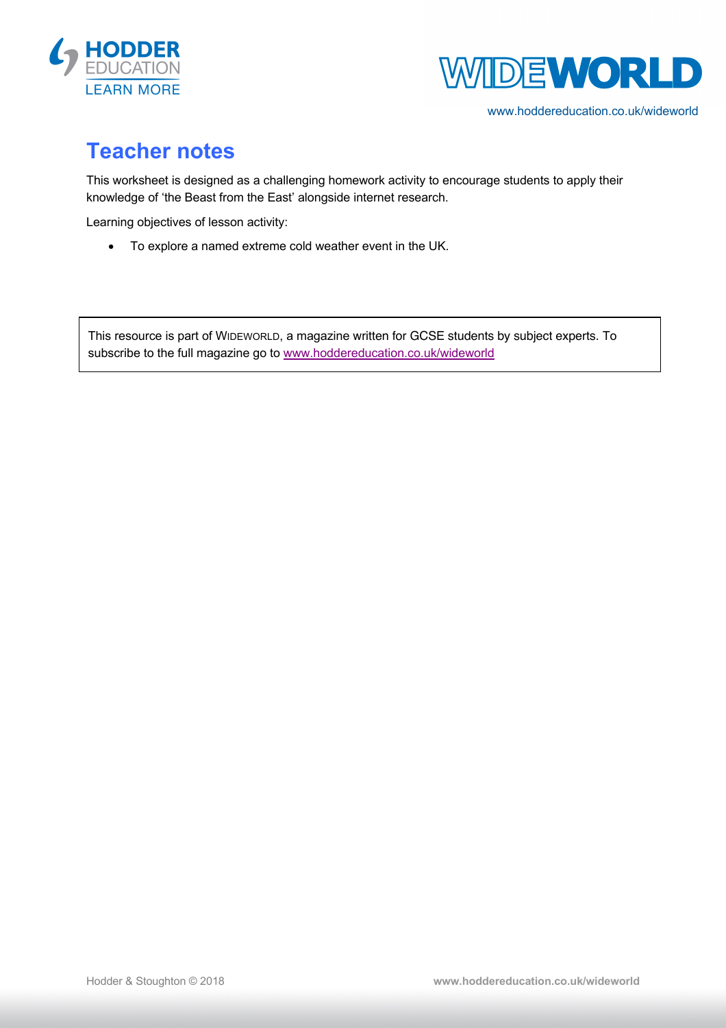# Teacher notes

This worksheet is designed as a challenging homework activity to encourage students to apply their knowledge of 'the Beast from the East' alongside internet research.

Learning objectives of lesson activity:

- To explore a named extreme cold weather event in the UK.

This resource is part of WIDEWORLD, a magazine written for GCSE students by subject experts. To subscribe to the full magazine go to www.hoddereducation.co.uk/wideworld